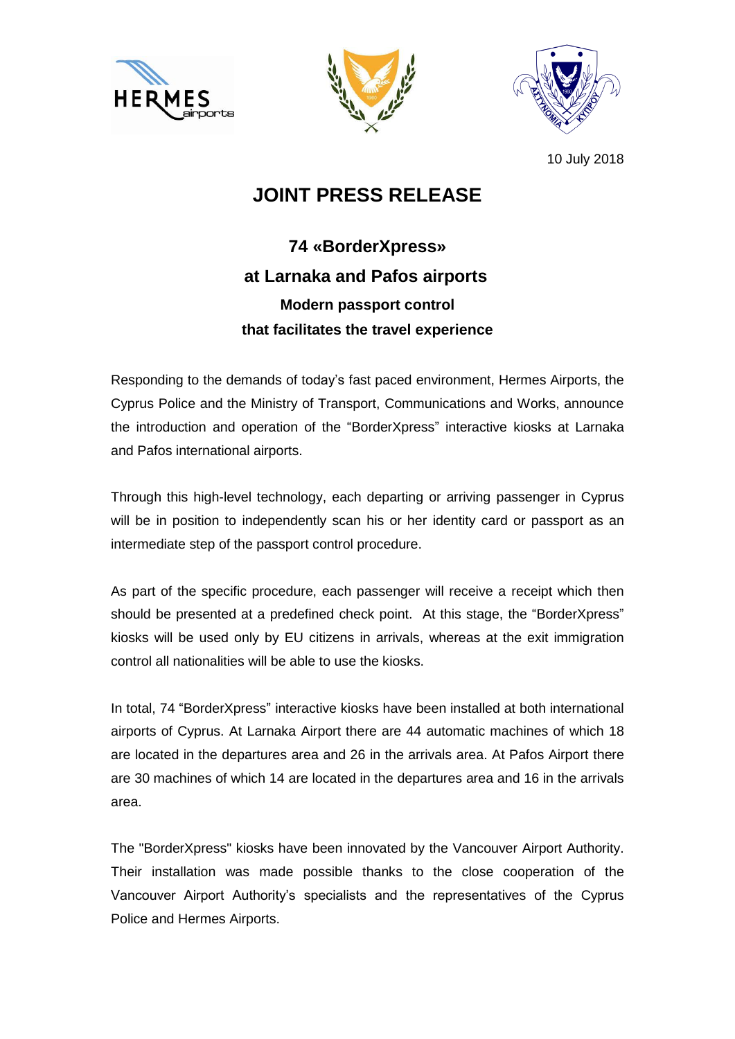10 July 2018

# JOINT PRESS RELEASE

## 74 «BorderXpress» at Larnaka and Pafos airports

### Modern passport control that facilitates the travel experience

Responding to the demands of today's fast paced environment, Hermes Airports, the Cyprus Police and the Ministry of Transport, Communications and Works, announce the introduction and operation of the "BorderXpress" interactive kiosks at Larnaka and Pafos international airports.

Through this high-level technology, each departing or arriving passenger in Cyprus will be in position to independently scan his or her identity card or passport as an intermediate step of the passport control procedure.

As part of the specific procedure, each passenger will receive a receipt which then should be presented at a predefined check point. At this stage, the "BorderXpress" kiosks will be used only by EU citizens in arrivals, whereas at the exit immigration control all nationalities will be able to use the kiosks.

In total, 74 "BorderXpress" interactive kiosks have been installed at both international airports of Cyprus. At Larnaka Airport there are 44 automatic machines of which 18 are located in the departures area and 26 in the arrivals area. At Pafos Airport there are 30 machines of which 14 are located in the departures area and 16 in the arrivals area.

The "BorderXpress" kiosks have been innovated by the Vancouver Airport Authority. Their installation was made possible thanks to the close cooperation of the Vancouver Airport Authority's specialists and the representatives of the Cyprus Police and Hermes Airports.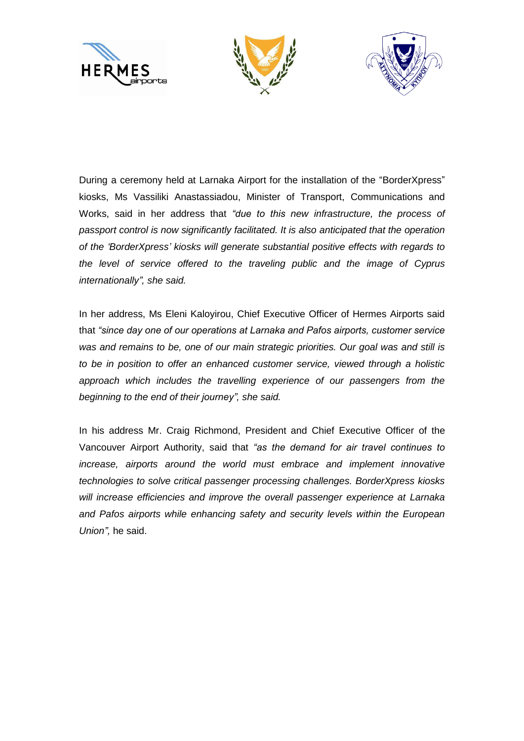During a ceremony held at Larnaka Airport for the installation of the "BorderXpress" kiosks, Ms Vassiliki Anastassiadou, Minister of Transport, Communications and Works, said in her address that *"due to this new infrastructure, the process of passport control is now significantly facilitated. It is also anticipated that the operation of the 'BorderXpress' kiosks will generate substantial positive effects with regards to the level of service offered to the traveling public and the image of Cyprus internationally", she said.*

In her address, Ms Eleni Kaloyirou, Chief Executive Officer of Hermes Airports said that *"since day one of our operations at Larnaka and Pafos airports, customer service was and remains to be, one of our main strategic priorities. Our goal was and still is to be in position to offer an enhanced customer service, viewed through a holistic approach which includes the travelling experience of our passengers from the beginning to the end of their journey", she said.*

In his address Mr. Craig Richmond, President and Chief Executive Officer of the Vancouver Airport Authority, said that *"as the demand for air travel continues to increase, airports around the world must embrace and implement innovative technologies to solve critical passenger processing challenges. BorderXpress kiosks will increase efficiencies and improve the overall passenger experience at Larnaka and Pafos airports while enhancing safety and security levels within the European Union",* he said.